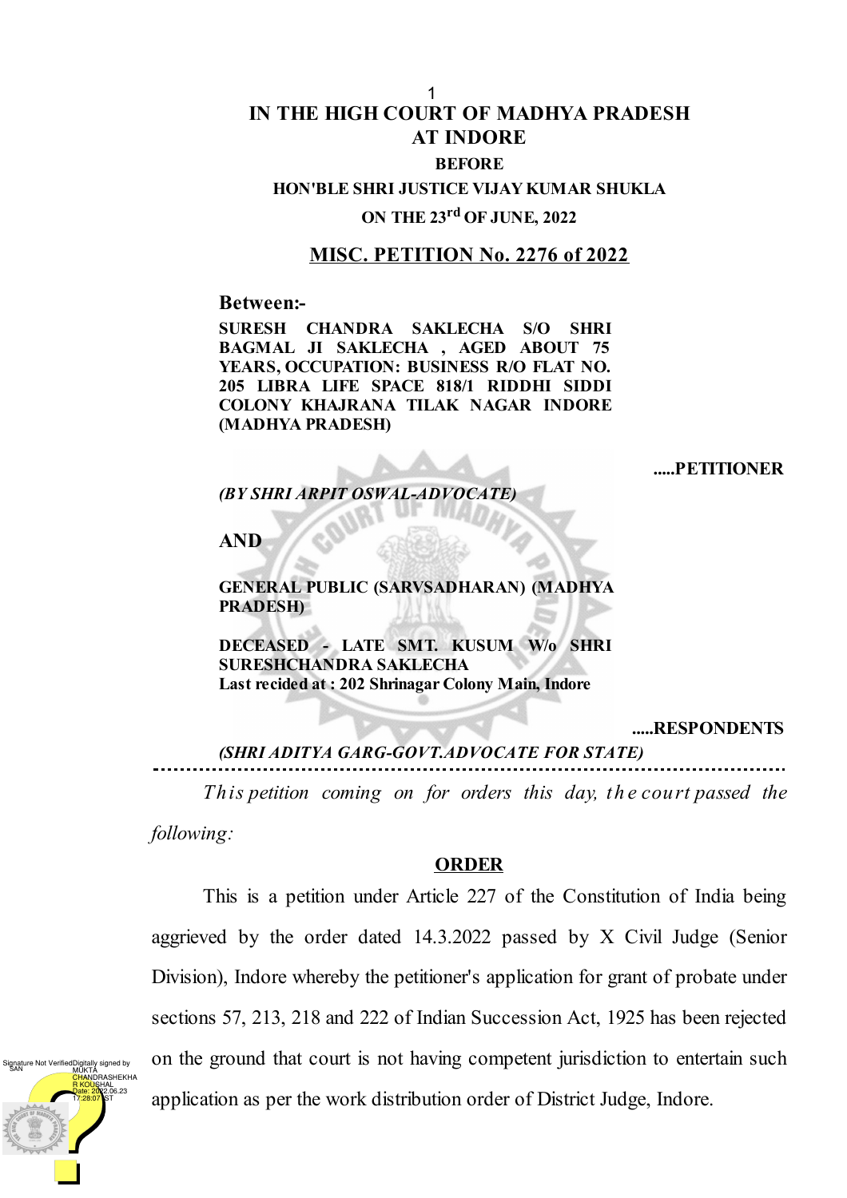# IN THE HIGH COURT OF MADHYA PRADESH AT INDORE

**BEFORE**

**HON'BLE SHRI JUSTICE VIJAY KUMAR SHUKLA**

**ON THE 23rd OF JUNE, 2022**

## MISC. PETITION No. 2276 of 2022

**Between:-**

**SURESH CHANDRA SAKLECHA S/O SHRI BAGMAL JI SAKLECHA , AGED ABOUT 75 YEARS, OCCUPATION: BUSINESS R/O FLAT NO. 205 LIBRA LIFE SPACE 818/1 RIDDHI SIDDI COLONY KHAJRANA TILAK NAGAR INDORE (MADHYA PRADESH)**

**.....PETITIONER**

*(BY SHRI ARPIT OSWAL-ADVOCATE)*

**AND**

**GENERAL PUBLIC (SARVSADHARAN) (MADHYA PRADESH)**

**DECEASED - LATE SMT. KUSUM W/o SHRI SURESHCHANDRA SAKLECHA**
**Last recided at : 202 Shrinagar Colony Main, Indore**

**.....RESPONDENTS**

*(SHRI ADITYA GARG-GOVT.ADVOCATE FOR STATE)*

---

*This petition coming on for orders this day, the court passed the following:*

**ORDER**

This is a petition under Article 227 of the Constitution of India being aggrieved by the order dated 14.3.2022 passed by X Civil Judge (Senior Division), Indore whereby the petitioner's application for grant of probate under sections 57, 213, 218 and 222 of Indian Succession Act, 1925 has been rejected on the ground that court is not having competent jurisdiction to entertain such application as per the work distribution order of District Judge, Indore.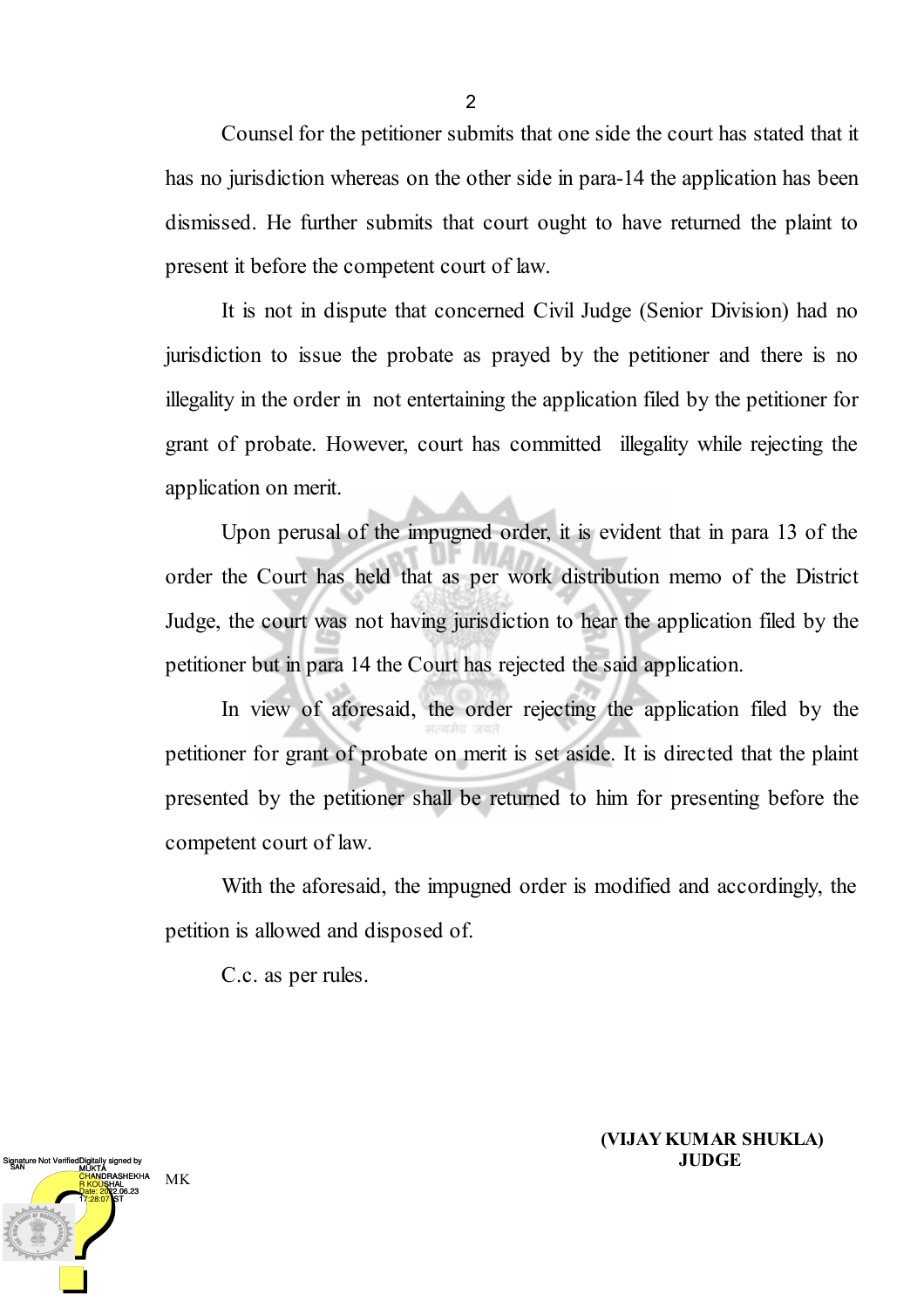Counsel for the petitioner submits that one side the court has stated that it has no jurisdiction whereas on the other side in para-14 the application has been dismissed. He further submits that court ought to have returned the plaint to present it before the competent court of law.

It is not in dispute that concerned Civil Judge (Senior Division) had no jurisdiction to issue the probate as prayed by the petitioner and there is no illegality in the order in not entertaining the application filed by the petitioner for grant of probate. However, court has committed illegality while rejecting the application on merit.

Upon perusal of the impugned order, it is evident that in para 13 of the order the Court has held that as per work distribution memo of the District Judge, the court was not having jurisdiction to hear the application filed by the petitioner but in para 14 the Court has rejected the said application.

In view of aforesaid, the order rejecting the application filed by the petitioner for grant of probate on merit is set aside. It is directed that the plaint presented by the petitioner shall be returned to him for presenting before the competent court of law.

With the aforesaid, the impugned order is modified and accordingly, the petition is allowed and disposed of.

C.c. as per rules.

**(VIJAY KUMAR SHUKLA)**
**JUDGE**

MK

Signature Not Verified
Digitally signed by MUKTA CHANDRASHEKHAR KOUSHAL
Date: 2022.06.23 17:28:07 IST